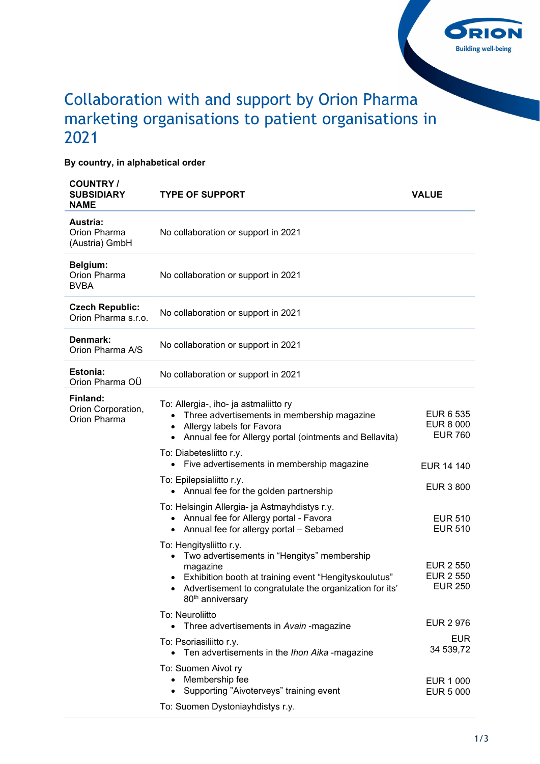# Collaboration with and support by Orion Pharma marketing organisations to patient organisations in 2021

**By country, in alphabetical order**

| COUNTRY / SUBSIDIARY NAME | TYPE OF SUPPORT | VALUE |
|---|---|---|
| **Austria:** Orion Pharma (Austria) GmbH | No collaboration or support in 2021 | |
| **Belgium:** Orion Pharma BVBA | No collaboration or support in 2021 | |
| **Czech Republic:** Orion Pharma s.r.o. | No collaboration or support in 2021 | |
| **Denmark:** Orion Pharma A/S | No collaboration or support in 2021 | |
| **Estonia:** Orion Pharma OÜ | No collaboration or support in 2021 | |
| **Finland:** Orion Corporation, Orion Pharma | To: Allergia-, iho- ja astmaliitto ry | |
| | • Three advertisements in membership magazine | EUR 6 535 |
| | • Allergy labels for Favora | EUR 8 000 |
| | • Annual fee for Allergy portal (ointments and Bellavita) | EUR 760 |
| | To: Diabetesliitto r.y. | |
| | • Five advertisements in membership magazine | EUR 14 140 |
| | To: Epilepsialiitto r.y. | |
| | • Annual fee for the golden partnership | EUR 3 800 |
| | To: Helsingin Allergia- ja Astmayhdistys r.y. | |
| | • Annual fee for Allergy portal - Favora | EUR 510 |
| | • Annual fee for allergy portal – Sebamed | EUR 510 |
| | To: Hengitysliitto r.y. | |
| | • Two advertisements in "Hengitys" membership magazine | EUR 2 550 |
| | • Exhibition booth at training event "Hengityskoulutus" | EUR 2 550 |
| | • Advertisement to congratulate the organization for its' 80th anniversary | EUR 250 |
| | To: Neuroliitto | |
| | • Three advertisements in *Avain* -magazine | EUR 2 976 |
| | To: Psoriasiliitto r.y. | |
| | • Ten advertisements in the *Ihon Aika* -magazine | EUR 34 539,72 |
| | To: Suomen Aivot ry | |
| | • Membership fee | EUR 1 000 |
| | • Supporting "Aivoterveys" training event | EUR 5 000 |
| | To: Suomen Dystoniayhdistys r.y. | |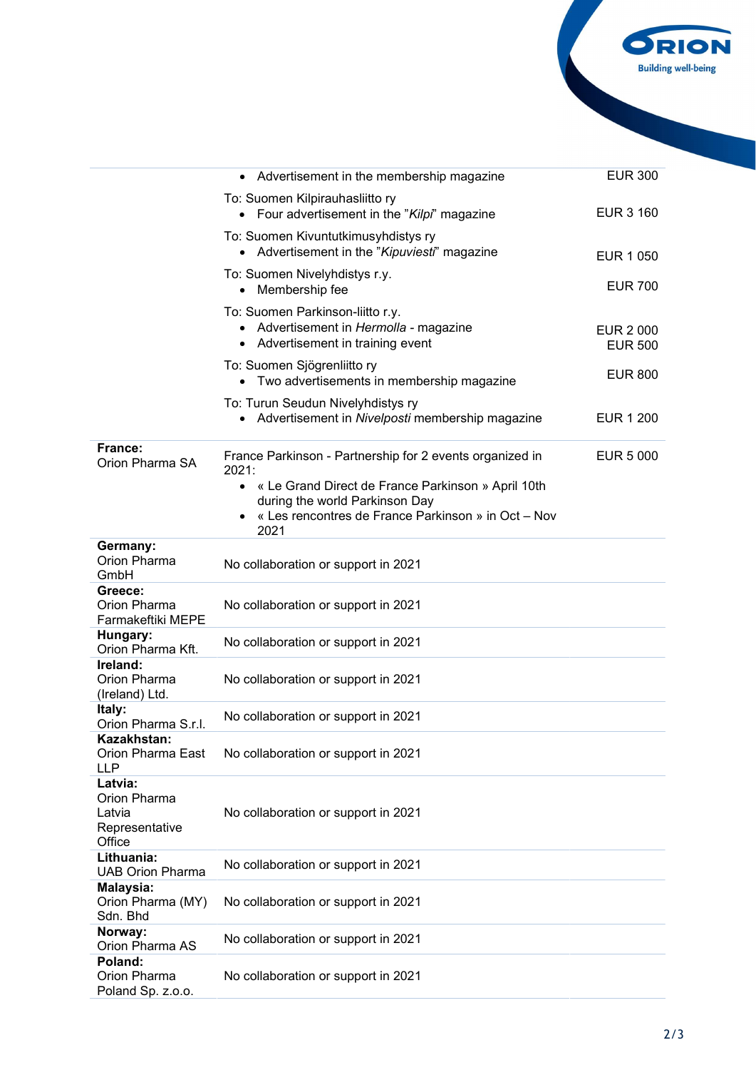| | | |
|---|---|---|
| | • Advertisement in the membership magazine | EUR 300 |
| | To: Suomen Kilpirauhasliitto ry<br>• Four advertisement in the "*Kilpi*" magazine | EUR 3 160 |
| | To: Suomen Kivuntutkimusyhdistys ry<br>• Advertisement in the "*Kipuviesti*" magazine | EUR 1 050 |
| | To: Suomen Nivelyhdistys r.y.<br>• Membership fee | EUR 700 |
| | To: Suomen Parkinson-liitto r.y.<br>• Advertisement in *Hermolla* - magazine<br>• Advertisement in training event | EUR 2 000<br>EUR 500 |
| | To: Suomen Sjögrenliitto ry<br>• Two advertisements in membership magazine | EUR 800 |
| | To: Turun Seudun Nivelyhdistys ry<br>• Advertisement in *Nivelposti* membership magazine | EUR 1 200 |
| **France:**<br>Orion Pharma SA | France Parkinson - Partnership for 2 events organized in 2021:<br>• « Le Grand Direct de France Parkinson » April 10th during the world Parkinson Day<br>• « Les rencontres de France Parkinson » in Oct – Nov 2021 | EUR 5 000 |
| **Germany:**<br>Orion Pharma GmbH | No collaboration or support in 2021 | |
| **Greece:**<br>Orion Pharma Farmakeftiki MEPE | No collaboration or support in 2021 | |
| **Hungary:**<br>Orion Pharma Kft. | No collaboration or support in 2021 | |
| **Ireland:**<br>Orion Pharma (Ireland) Ltd. | No collaboration or support in 2021 | |
| **Italy:**<br>Orion Pharma S.r.l. | No collaboration or support in 2021 | |
| **Kazakhstan:**<br>Orion Pharma East LLP | No collaboration or support in 2021 | |
| **Latvia:**<br>Orion Pharma Latvia Representative Office | No collaboration or support in 2021 | |
| **Lithuania:**<br>UAB Orion Pharma | No collaboration or support in 2021 | |
| **Malaysia:**<br>Orion Pharma (MY) Sdn. Bhd | No collaboration or support in 2021 | |
| **Norway:**<br>Orion Pharma AS | No collaboration or support in 2021 | |
| **Poland:**<br>Orion Pharma Poland Sp. z.o.o. | No collaboration or support in 2021 | |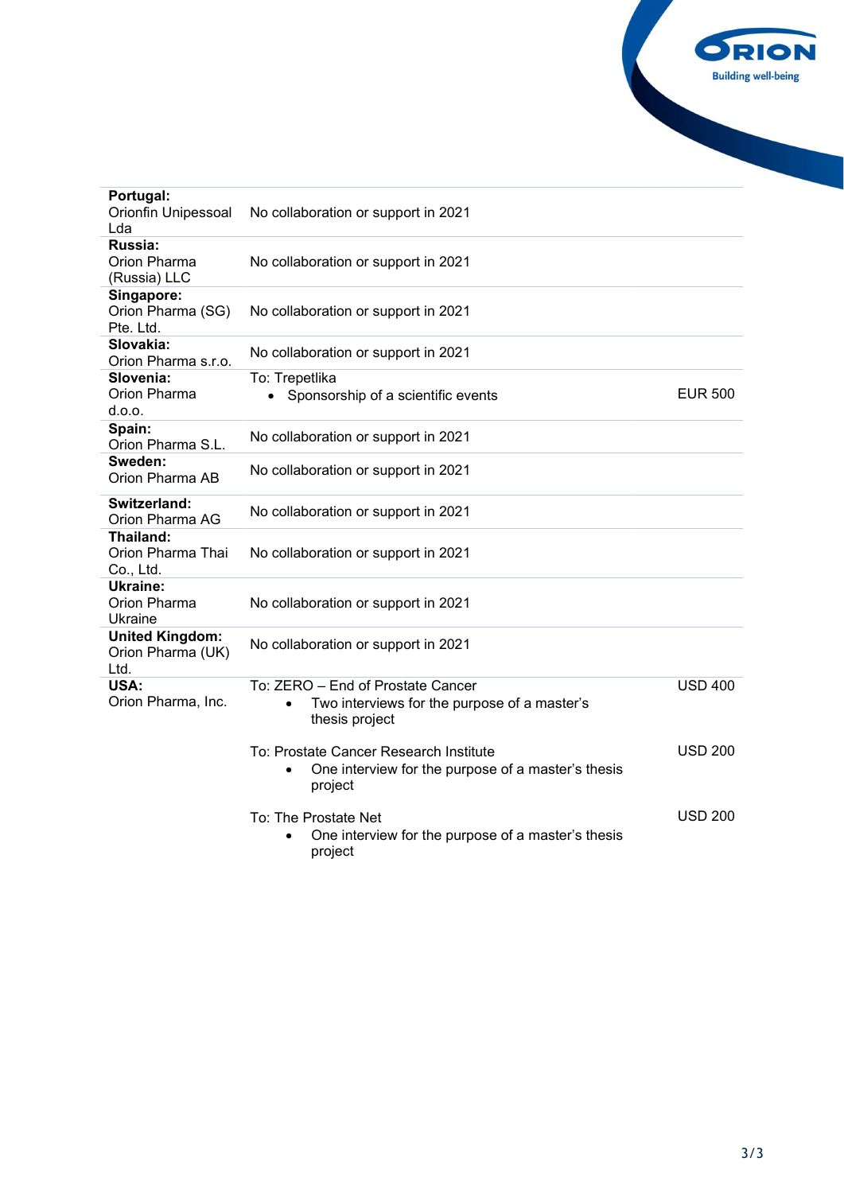| | | |
|---|---|---|
| **Portugal:** Orionfin Unipessoal Lda | No collaboration or support in 2021 | |
| **Russia:** Orion Pharma (Russia) LLC | No collaboration or support in 2021 | |
| **Singapore:** Orion Pharma (SG) Pte. Ltd. | No collaboration or support in 2021 | |
| **Slovakia:** Orion Pharma s.r.o. | No collaboration or support in 2021 | |
| **Slovenia:** Orion Pharma d.o.o. | To: Trepetlika<br>• Sponsorship of a scientific events | EUR 500 |
| **Spain:** Orion Pharma S.L. | No collaboration or support in 2021 | |
| **Sweden:** Orion Pharma AB | No collaboration or support in 2021 | |
| **Switzerland:** Orion Pharma AG | No collaboration or support in 2021 | |
| **Thailand:** Orion Pharma Thai Co., Ltd. | No collaboration or support in 2021 | |
| **Ukraine:** Orion Pharma Ukraine | No collaboration or support in 2021 | |
| **United Kingdom:** Orion Pharma (UK) Ltd. | No collaboration or support in 2021 | |
| **USA:** Orion Pharma, Inc. | To: ZERO – End of Prostate Cancer<br>• Two interviews for the purpose of a master's thesis project | USD 400 |
| | To: Prostate Cancer Research Institute<br>• One interview for the purpose of a master's thesis project | USD 200 |
| | To: The Prostate Net<br>• One interview for the purpose of a master's thesis project | USD 200 |